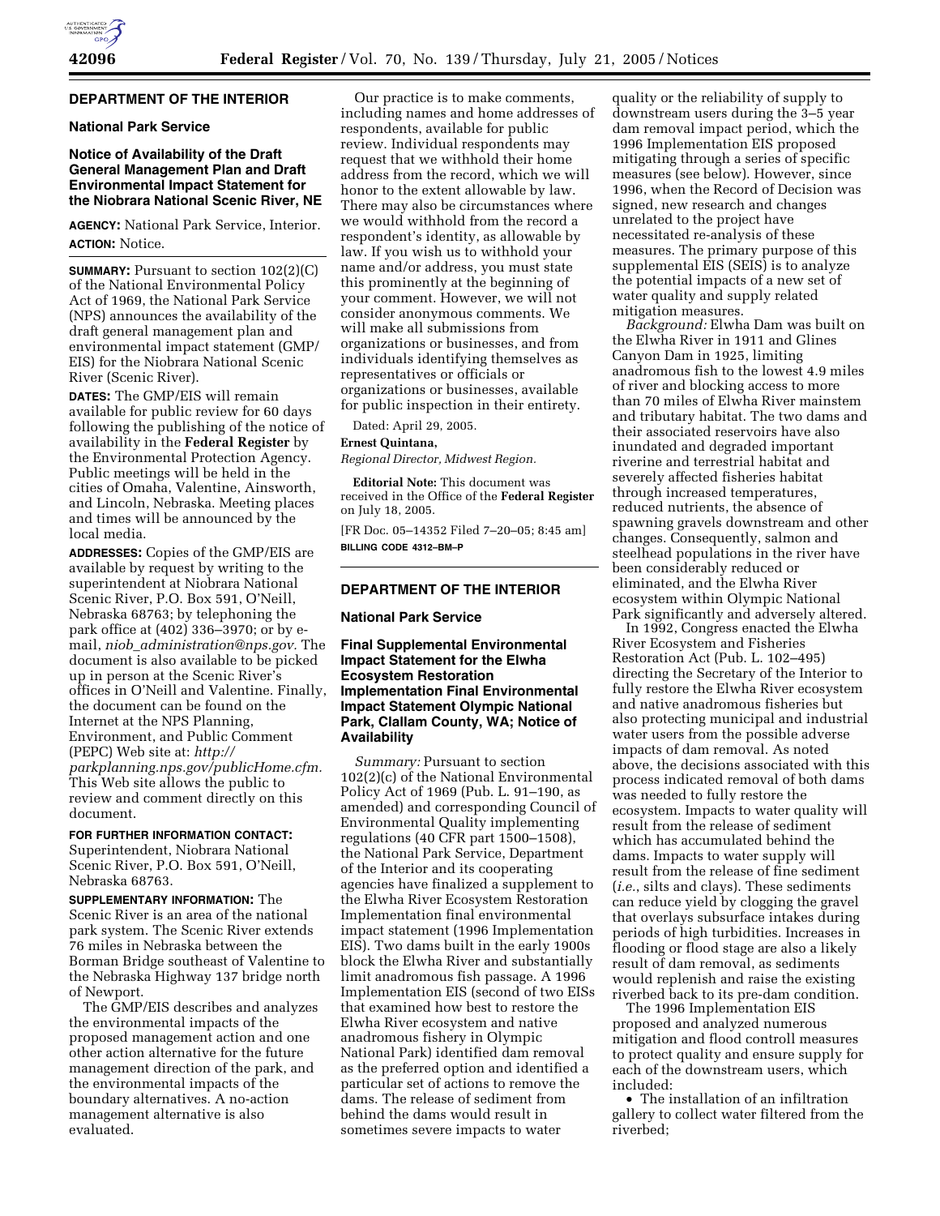## DEPARTMENT OF THE INTERIOR

### National Park Service

### Notice of Availability of the Draft General Management Plan and Draft Environmental Impact Statement for the Niobrara National Scenic River, NE

**AGENCY:** National Park Service, Interior.

**ACTION:** Notice.

**SUMMARY:** Pursuant to section 102(2)(C) of the National Environmental Policy Act of 1969, the National Park Service (NPS) announces the availability of the draft general management plan and environmental impact statement (GMP/EIS) for the Niobrara National Scenic River (Scenic River).

**DATES:** The GMP/EIS will remain available for public review for 60 days following the publishing of the notice of availability in the **Federal Register** by the Environmental Protection Agency. Public meetings will be held in the cities of Omaha, Valentine, Ainsworth, and Lincoln, Nebraska. Meeting places and times will be announced by the local media.

**ADDRESSES:** Copies of the GMP/EIS are available by request by writing to the superintendent at Niobrara National Scenic River, P.O. Box 591, O'Neill, Nebraska 68763; by telephoning the park office at (402) 336–3970; or by e-mail, *niob_administration@nps.gov*. The document is also available to be picked up in person at the Scenic River's offices in O'Neill and Valentine. Finally, the document can be found on the Internet at the NPS Planning, Environment, and Public Comment (PEPC) Web site at: *http://parkplanning.nps.gov/publicHome.cfm*. This Web site allows the public to review and comment directly on this document.

**FOR FURTHER INFORMATION CONTACT:** Superintendent, Niobrara National Scenic River, P.O. Box 591, O'Neill, Nebraska 68763.

**SUPPLEMENTARY INFORMATION:** The Scenic River is an area of the national park system. The Scenic River extends 76 miles in Nebraska between the Borman Bridge southeast of Valentine to the Nebraska Highway 137 bridge north of Newport.

The GMP/EIS describes and analyzes the environmental impacts of the proposed management action and one other action alternative for the future management direction of the park, and the environmental impacts of the boundary alternatives. A no-action management alternative is also evaluated.

Our practice is to make comments, including names and home addresses of respondents, available for public review. Individual respondents may request that we withhold their home address from the record, which we will honor to the extent allowable by law. There may also be circumstances where we would withhold from the record a respondent's identity, as allowable by law. If you wish us to withhold your name and/or address, you must state this prominently at the beginning of your comment. However, we will not consider anonymous comments. We will make all submissions from organizations or businesses, and from individuals identifying themselves as representatives or officials or organizations or businesses, available for public inspection in their entirety.

Dated: April 29, 2005.

**Ernest Quintana,**

*Regional Director, Midwest Region.*

**Editorial Note:** This document was received in the Office of the **Federal Register** on July 18, 2005.

[FR Doc. 05–14352 Filed 7–20–05; 8:45 am]

**BILLING CODE 4312–BM–P**

## DEPARTMENT OF THE INTERIOR

### National Park Service

### Final Supplemental Environmental Impact Statement for the Elwha Ecosystem Restoration Implementation Final Environmental Impact Statement Olympic National Park, Clallam County, WA; Notice of Availability

*Summary:* Pursuant to section 102(2)(c) of the National Environmental Policy Act of 1969 (Pub. L. 91–190, as amended) and corresponding Council of Environmental Quality implementing regulations (40 CFR part 1500–1508), the National Park Service, Department of the Interior and its cooperating agencies have finalized a supplement to the Elwha River Ecosystem Restoration Implementation final environmental impact statement (1996 Implementation EIS). Two dams built in the early 1900s block the Elwha River and substantially limit anadromous fish passage. A 1996 Implementation EIS (second of two EISs that examined how best to restore the Elwha River ecosystem and native anadromous fishery in Olympic National Park) identified dam removal as the preferred option and identified a particular set of actions to remove the dams. The release of sediment from behind the dams would result in sometimes severe impacts to water quality or the reliability of supply to downstream users during the 3–5 year dam removal impact period, which the 1996 Implementation EIS proposed mitigating through a series of specific measures (see below). However, since 1996, when the Record of Decision was signed, new research and changes unrelated to the project have necessitated re-analysis of these measures. The primary purpose of this supplemental EIS (SEIS) is to analyze the potential impacts of a new set of water quality and supply related mitigation measures.

*Background:* Elwha Dam was built on the Elwha River in 1911 and Glines Canyon Dam in 1925, limiting anadromous fish to the lowest 4.9 miles of river and blocking access to more than 70 miles of Elwha River mainstem and tributary habitat. The two dams and their associated reservoirs have also inundated and degraded important riverine and terrestrial habitat and severely affected fisheries habitat through increased temperatures, reduced nutrients, the absence of spawning gravels downstream and other changes. Consequently, salmon and steelhead populations in the river have been considerably reduced or eliminated, and the Elwha River ecosystem within Olympic National Park significantly and adversely altered.

In 1992, Congress enacted the Elwha River Ecosystem and Fisheries Restoration Act (Pub. L. 102–495) directing the Secretary of the Interior to fully restore the Elwha River ecosystem and native anadromous fisheries but also protecting municipal and industrial water users from the possible adverse impacts of dam removal. As noted above, the decisions associated with this process indicated removal of both dams was needed to fully restore the ecosystem. Impacts to water quality will result from the release of sediment which has accumulated behind the dams. Impacts to water supply will result from the release of fine sediment (*i.e.*, silts and clays). These sediments can reduce yield by clogging the gravel that overlays subsurface intakes during periods of high turbidities. Increases in flooding or flood stage are also a likely result of dam removal, as sediments would replenish and raise the existing riverbed back to its pre-dam condition.

The 1996 Implementation EIS proposed and analyzed numerous mitigation and flood controll measures to protect quality and ensure supply for each of the downstream users, which included:

- The installation of an infiltration gallery to collect water filtered from the riverbed;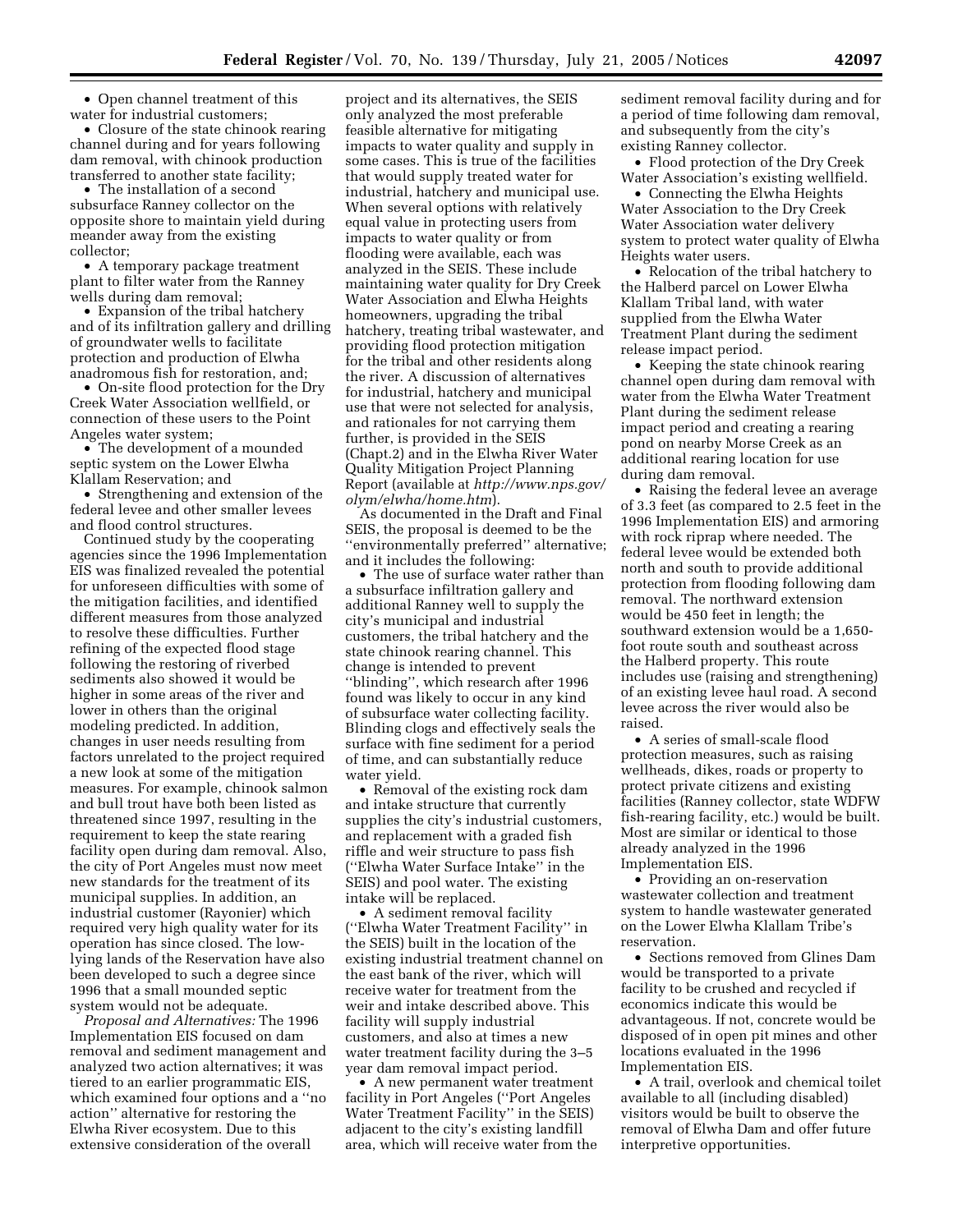- Open channel treatment of this water for industrial customers;
- Closure of the state chinook rearing channel during and for years following dam removal, with chinook production transferred to another state facility;
- The installation of a second subsurface Ranney collector on the opposite shore to maintain yield during meander away from the existing collector;
- A temporary package treatment plant to filter water from the Ranney wells during dam removal;
- Expansion of the tribal hatchery and of its infiltration gallery and drilling of groundwater wells to facilitate protection and production of Elwha anadromous fish for restoration, and;
- On-site flood protection for the Dry Creek Water Association wellfield, or connection of these users to the Point Angeles water system;
- The development of a mounded septic system on the Lower Elwha Klallam Reservation; and
- Strengthening and extension of the federal levee and other smaller levees and flood control structures.

Continued study by the cooperating agencies since the 1996 Implementation EIS was finalized revealed the potential for unforeseen difficulties with some of the mitigation facilities, and identified different measures from those analyzed to resolve these difficulties. Further refining of the expected flood stage following the restoring of riverbed sediments also showed it would be higher in some areas of the river and lower in others than the original modeling predicted. In addition, changes in user needs resulting from factors unrelated to the project required a new look at some of the mitigation measures. For example, chinook salmon and bull trout have both been listed as threatened since 1997, resulting in the requirement to keep the state rearing facility open during dam removal. Also, the city of Port Angeles must now meet new standards for the treatment of its municipal supplies. In addition, an industrial customer (Rayonier) which required very high quality water for its operation has since closed. The low-lying lands of the Reservation have also been developed to such a degree since 1996 that a small mounded septic system would not be adequate.

*Proposal and Alternatives:* The 1996 Implementation EIS focused on dam removal and sediment management and analyzed two action alternatives; it was tiered to an earlier programmatic EIS, which examined four options and a ''no action'' alternative for restoring the Elwha River ecosystem. Due to this extensive consideration of the overall project and its alternatives, the SEIS only analyzed the most preferable feasible alternative for mitigating impacts to water quality and supply in some cases. This is true of the facilities that would supply treated water for industrial, hatchery and municipal use. When several options with relatively equal value in protecting users from impacts to water quality or from flooding were available, each was analyzed in the SEIS. These include maintaining water quality for Dry Creek Water Association and Elwha Heights homeowners, upgrading the tribal hatchery, treating tribal wastewater, and providing flood protection mitigation for the tribal and other residents along the river. A discussion of alternatives for industrial, hatchery and municipal use that were not selected for analysis, and rationales for not carrying them further, is provided in the SEIS (Chapt.2) and in the Elwha River Water Quality Mitigation Project Planning Report (available at *http://www.nps.gov/olym/elwha/home.htm*).

As documented in the Draft and Final SEIS, the proposal is deemed to be the ''environmentally preferred'' alternative; and it includes the following:

- The use of surface water rather than a subsurface infiltration gallery and additional Ranney well to supply the city's municipal and industrial customers, the tribal hatchery and the state chinook rearing channel. This change is intended to prevent ''blinding'', which research after 1996 found was likely to occur in any kind of subsurface water collecting facility. Blinding clogs and effectively seals the surface with fine sediment for a period of time, and can substantially reduce water yield.
- Removal of the existing rock dam and intake structure that currently supplies the city's industrial customers, and replacement with a graded fish riffle and weir structure to pass fish (''Elwha Water Surface Intake'' in the SEIS) and pool water. The existing intake will be replaced.
- A sediment removal facility (''Elwha Water Treatment Facility'' in the SEIS) built in the location of the existing industrial treatment channel on the east bank of the river, which will receive water for treatment from the weir and intake described above. This facility will supply industrial customers, and also at times a new water treatment facility during the 3–5 year dam removal impact period.
- A new permanent water treatment facility in Port Angeles (''Port Angeles Water Treatment Facility'' in the SEIS) adjacent to the city's existing landfill area, which will receive water from the sediment removal facility during and for a period of time following dam removal, and subsequently from the city's existing Ranney collector.
- Flood protection of the Dry Creek Water Association's existing wellfield.
- Connecting the Elwha Heights Water Association to the Dry Creek Water Association water delivery system to protect water quality of Elwha Heights water users.
- Relocation of the tribal hatchery to the Halberd parcel on Lower Elwha Klallam Tribal land, with water supplied from the Elwha Water Treatment Plant during the sediment release impact period.
- Keeping the state chinook rearing channel open during dam removal with water from the Elwha Water Treatment Plant during the sediment release impact period and creating a rearing pond on nearby Morse Creek as an additional rearing location for use during dam removal.
- Raising the federal levee an average of 3.3 feet (as compared to 2.5 feet in the 1996 Implementation EIS) and armoring with rock riprap where needed. The federal levee would be extended both north and south to provide additional protection from flooding following dam removal. The northward extension would be 450 feet in length; the southward extension would be a 1,650-foot route south and southeast across the Halberd property. This route includes use (raising and strengthening) of an existing levee haul road. A second levee across the river would also be raised.
- A series of small-scale flood protection measures, such as raising wellheads, dikes, roads or property to protect private citizens and existing facilities (Ranney collector, state WDFW fish-rearing facility, etc.) would be built. Most are similar or identical to those already analyzed in the 1996 Implementation EIS.
- Providing an on-reservation wastewater collection and treatment system to handle wastewater generated on the Lower Elwha Klallam Tribe's reservation.
- Sections removed from Glines Dam would be transported to a private facility to be crushed and recycled if economics indicate this would be advantageous. If not, concrete would be disposed of in open pit mines and other locations evaluated in the 1996 Implementation EIS.
- A trail, overlook and chemical toilet available to all (including disabled) visitors would be built to observe the removal of Elwha Dam and offer future interpretive opportunities.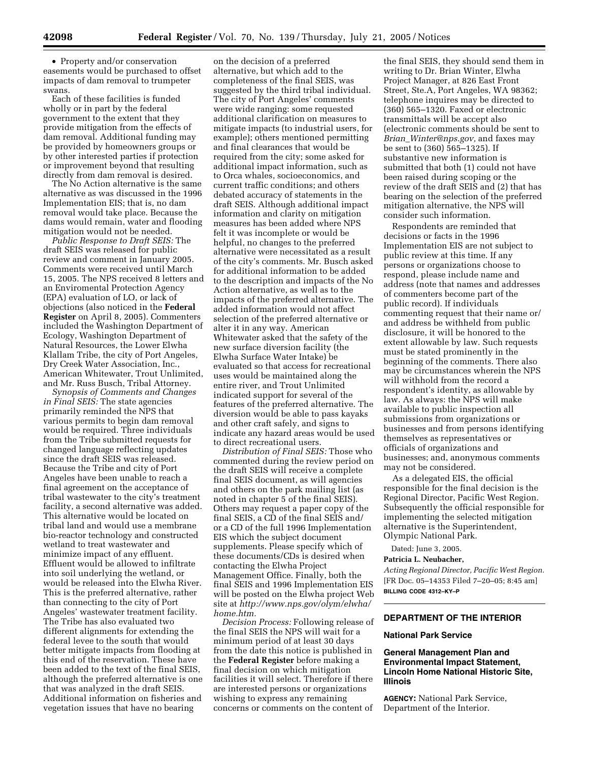• Property and/or conservation easements would be purchased to offset impacts of dam removal to trumpeter swans.

Each of these facilities is funded wholly or in part by the federal government to the extent that they provide mitigation from the effects of dam removal. Additional funding may be provided by homeowners groups or by other interested parties if protection or improvement beyond that resulting directly from dam removal is desired.

The No Action alternative is the same alternative as was discussed in the 1996 Implementation EIS; that is, no dam removal would take place. Because the dams would remain, water and flooding mitigation would not be needed.

*Public Response to Draft SEIS:* The draft SEIS was released for public review and comment in January 2005. Comments were received until March 15, 2005. The NPS received 8 letters and an Enviromental Protection Agency (EPA) evaluation of LO, or lack of objections (also noticed in the **Federal Register** on April 8, 2005). Commenters included the Washington Department of Ecology, Washington Department of Natural Resources, the Lower Elwha Klallam Tribe, the city of Port Angeles, Dry Creek Water Association, Inc., American Whitewater, Trout Unlimited, and Mr. Russ Busch, Tribal Attorney.

*Synopsis of Comments and Changes in Final SEIS:* The state agencies primarily reminded the NPS that various permits to begin dam removal would be required. Three individuals from the Tribe submitted requests for changed language reflecting updates since the draft SEIS was released. Because the Tribe and city of Port Angeles have been unable to reach a final agreement on the acceptance of tribal wastewater to the city's treatment facility, a second alternative was added. This alternative would be located on tribal land and would use a membrane bio-reactor technology and constructed wetland to treat wastewater and minimize impact of any effluent. Effluent would be allowed to infiltrate into soil underlying the wetland, or would be released into the Elwha River. This is the preferred alternative, rather than connecting to the city of Port Angeles' wastewater treatment facility. The Tribe has also evaluated two different alignments for extending the federal levee to the south that would better mitigate impacts from flooding at this end of the reservation. These have been added to the text of the final SEIS, although the preferred alternative is one that was analyzed in the draft SEIS. Additional information on fisheries and vegetation issues that have no bearing on the decision of a preferred alternative, but which add to the completeness of the final SEIS, was suggested by the third tribal individual. The city of Port Angeles' comments were wide ranging: some requested additional clarification on measures to mitigate impacts (to industrial users, for example); others mentioned permitting and final clearances that would be required from the city; some asked for additional impact information, such as to Orca whales, socioeconomics, and current traffic conditions; and others debated accuracy of statements in the draft SEIS. Although additional impact information and clarity on mitigation measures has been added where NPS felt it was incomplete or would be helpful, no changes to the preferred alternative were necessitated as a result of the city's comments. Mr. Busch asked for additional information to be added to the description and impacts of the No Action alternative, as well as to the impacts of the preferred alternative. The added information would not affect selection of the preferred alternative or alter it in any way. American Whitewater asked that the safety of the new surface diversion facility (the Elwha Surface Water Intake) be evaluated so that access for recreational uses would be maintained along the entire river, and Trout Unlimited indicated support for several of the features of the preferred alternative. The diversion would be able to pass kayaks and other craft safely, and signs to indicate any hazard areas would be used to direct recreational users.

*Distribution of Final SEIS:* Those who commented during the review period on the draft SEIS will receive a complete final SEIS document, as will agencies and others on the park mailing list (as noted in chapter 5 of the final SEIS). Others may request a paper copy of the final SEIS, a CD of the final SEIS and/or a CD of the full 1996 Implementation EIS which the subject document supplements. Please specify which of these documents/CDs is desired when contacting the Elwha Project Management Office. Finally, both the final SEIS and 1996 Implementation EIS will be posted on the Elwha project Web site at *http://www.nps.gov/olym/elwha/home.htm.*

*Decision Process:* Following release of the final SEIS the NPS will wait for a minimum period of at least 30 days from the date this notice is published in the **Federal Register** before making a final decision on which mitigation facilities it will select. Therefore if there are interested persons or organizations wishing to express any remaining concerns or comments on the content of the final SEIS, they should send them in writing to Dr. Brian Winter, Elwha Project Manager, at 826 East Front Street, Ste.A, Port Angeles, WA 98362; telephone inquires may be directed to (360) 565–1320. Faxed or electronic transmittals will be accept also (electronic comments should be sent to *Brian_Winter@nps.gov,* and faxes may be sent to (360) 565–1325). If substantive new information is submitted that both (1) could not have been raised during scoping or the review of the draft SEIS and (2) that has bearing on the selection of the preferred mitigation alternative, the NPS will consider such information.

Respondents are reminded that decisions or facts in the 1996 Implementation EIS are not subject to public review at this time. If any persons or organizations choose to respond, please include name and address (note that names and addresses of commenters become part of the public record). If individuals commenting request that their name or/and address be withheld from public disclosure, it will be honored to the extent allowable by law. Such requests must be stated prominently in the beginning of the comments. There also may be circumstances wherein the NPS will withhold from the record a respondent's identity, as allowable by law. As always: the NPS will make available to public inspection all submissions from organizations or businesses and from persons identifying themselves as representatives or officials of organizations and businesses; and, anonymous comments may not be considered.

As a delegated EIS, the official responsible for the final decision is the Regional Director, Pacific West Region. Subsequently the official responsible for implementing the selected mitigation alternative is the Superintendent, Olympic National Park.

Dated: June 3, 2005.

**Patricia L. Neubacher,**

*Acting Regional Director, Pacific West Region.*

[FR Doc. 05–14353 Filed 7–20–05; 8:45 am]

**BILLING CODE 4312–KY–P**

---

## DEPARTMENT OF THE INTERIOR

### National Park Service

### General Management Plan and Environmental Impact Statement, Lincoln Home National Historic Site, Illinois

**AGENCY:** National Park Service, Department of the Interior.